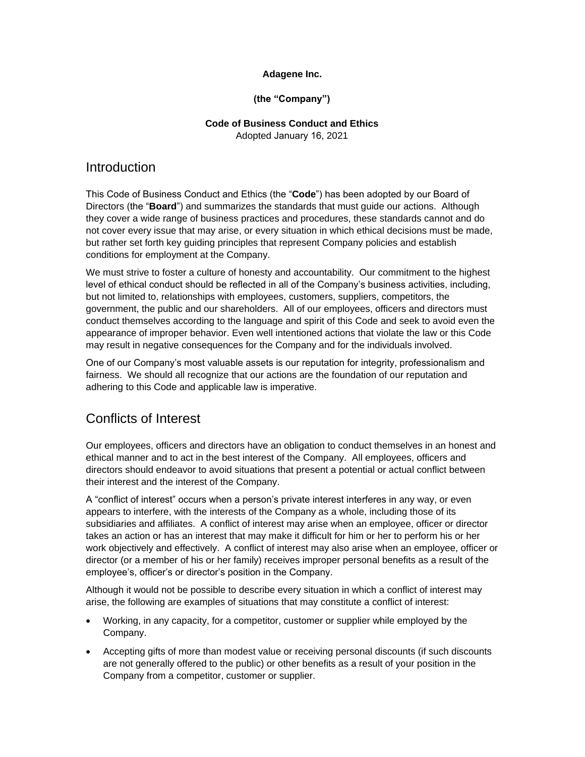**Adagene Inc.**

**(the "Company")**

**Code of Business Conduct and Ethics**
Adopted January 16, 2021

# Introduction

This Code of Business Conduct and Ethics (the "**Code**") has been adopted by our Board of Directors (the "**Board**") and summarizes the standards that must guide our actions. Although they cover a wide range of business practices and procedures, these standards cannot and do not cover every issue that may arise, or every situation in which ethical decisions must be made, but rather set forth key guiding principles that represent Company policies and establish conditions for employment at the Company.

We must strive to foster a culture of honesty and accountability. Our commitment to the highest level of ethical conduct should be reflected in all of the Company's business activities, including, but not limited to, relationships with employees, customers, suppliers, competitors, the government, the public and our shareholders. All of our employees, officers and directors must conduct themselves according to the language and spirit of this Code and seek to avoid even the appearance of improper behavior. Even well intentioned actions that violate the law or this Code may result in negative consequences for the Company and for the individuals involved.

One of our Company's most valuable assets is our reputation for integrity, professionalism and fairness. We should all recognize that our actions are the foundation of our reputation and adhering to this Code and applicable law is imperative.

# Conflicts of Interest

Our employees, officers and directors have an obligation to conduct themselves in an honest and ethical manner and to act in the best interest of the Company. All employees, officers and directors should endeavor to avoid situations that present a potential or actual conflict between their interest and the interest of the Company.

A "conflict of interest" occurs when a person's private interest interferes in any way, or even appears to interfere, with the interests of the Company as a whole, including those of its subsidiaries and affiliates. A conflict of interest may arise when an employee, officer or director takes an action or has an interest that may make it difficult for him or her to perform his or her work objectively and effectively. A conflict of interest may also arise when an employee, officer or director (or a member of his or her family) receives improper personal benefits as a result of the employee's, officer's or director's position in the Company.

Although it would not be possible to describe every situation in which a conflict of interest may arise, the following are examples of situations that may constitute a conflict of interest:

- Working, in any capacity, for a competitor, customer or supplier while employed by the Company.
- Accepting gifts of more than modest value or receiving personal discounts (if such discounts are not generally offered to the public) or other benefits as a result of your position in the Company from a competitor, customer or supplier.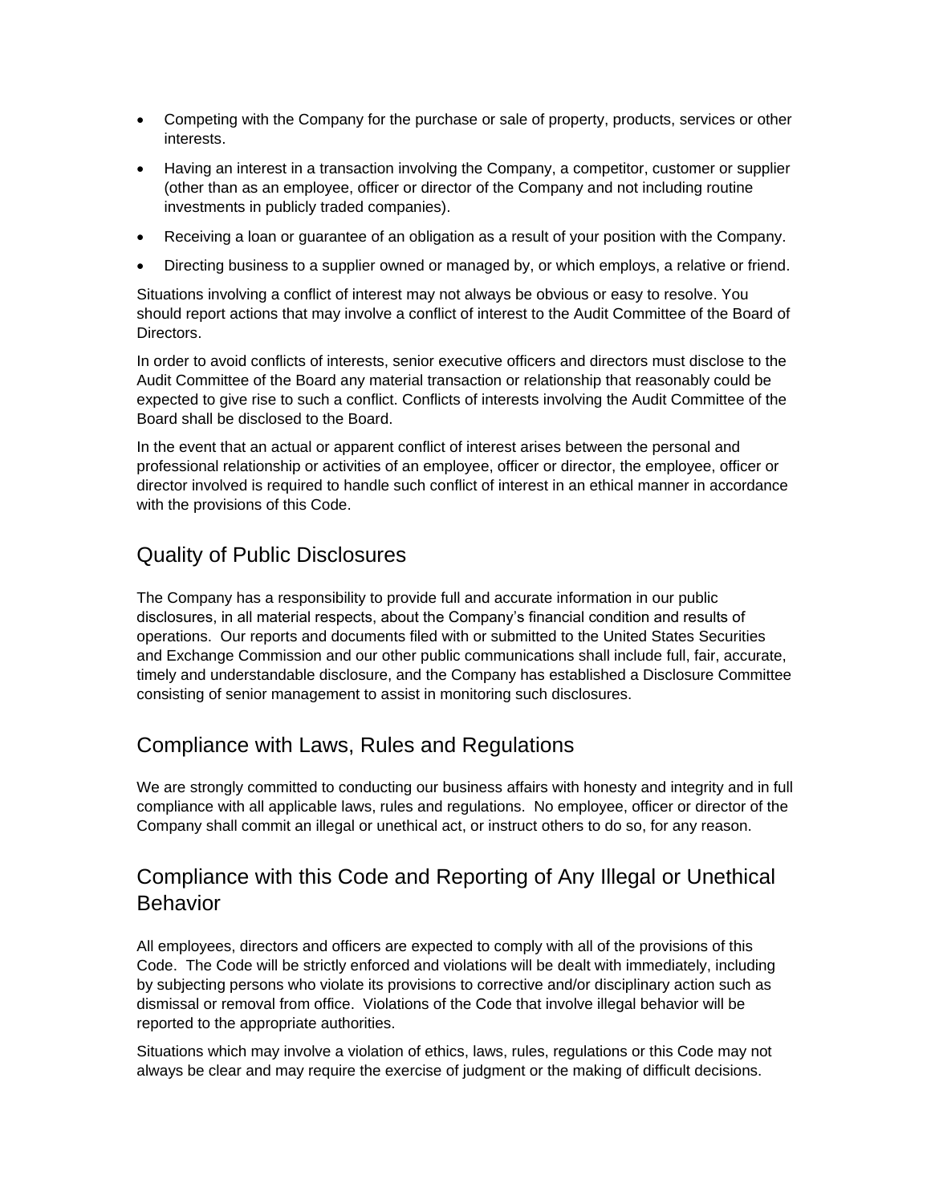- Competing with the Company for the purchase or sale of property, products, services or other interests.
- Having an interest in a transaction involving the Company, a competitor, customer or supplier (other than as an employee, officer or director of the Company and not including routine investments in publicly traded companies).
- Receiving a loan or guarantee of an obligation as a result of your position with the Company.
- Directing business to a supplier owned or managed by, or which employs, a relative or friend.

Situations involving a conflict of interest may not always be obvious or easy to resolve. You should report actions that may involve a conflict of interest to the Audit Committee of the Board of Directors.

In order to avoid conflicts of interests, senior executive officers and directors must disclose to the Audit Committee of the Board any material transaction or relationship that reasonably could be expected to give rise to such a conflict. Conflicts of interests involving the Audit Committee of the Board shall be disclosed to the Board.

In the event that an actual or apparent conflict of interest arises between the personal and professional relationship or activities of an employee, officer or director, the employee, officer or director involved is required to handle such conflict of interest in an ethical manner in accordance with the provisions of this Code.

## Quality of Public Disclosures

The Company has a responsibility to provide full and accurate information in our public disclosures, in all material respects, about the Company's financial condition and results of operations. Our reports and documents filed with or submitted to the United States Securities and Exchange Commission and our other public communications shall include full, fair, accurate, timely and understandable disclosure, and the Company has established a Disclosure Committee consisting of senior management to assist in monitoring such disclosures.

## Compliance with Laws, Rules and Regulations

We are strongly committed to conducting our business affairs with honesty and integrity and in full compliance with all applicable laws, rules and regulations. No employee, officer or director of the Company shall commit an illegal or unethical act, or instruct others to do so, for any reason.

## Compliance with this Code and Reporting of Any Illegal or Unethical Behavior

All employees, directors and officers are expected to comply with all of the provisions of this Code. The Code will be strictly enforced and violations will be dealt with immediately, including by subjecting persons who violate its provisions to corrective and/or disciplinary action such as dismissal or removal from office. Violations of the Code that involve illegal behavior will be reported to the appropriate authorities.

Situations which may involve a violation of ethics, laws, rules, regulations or this Code may not always be clear and may require the exercise of judgment or the making of difficult decisions.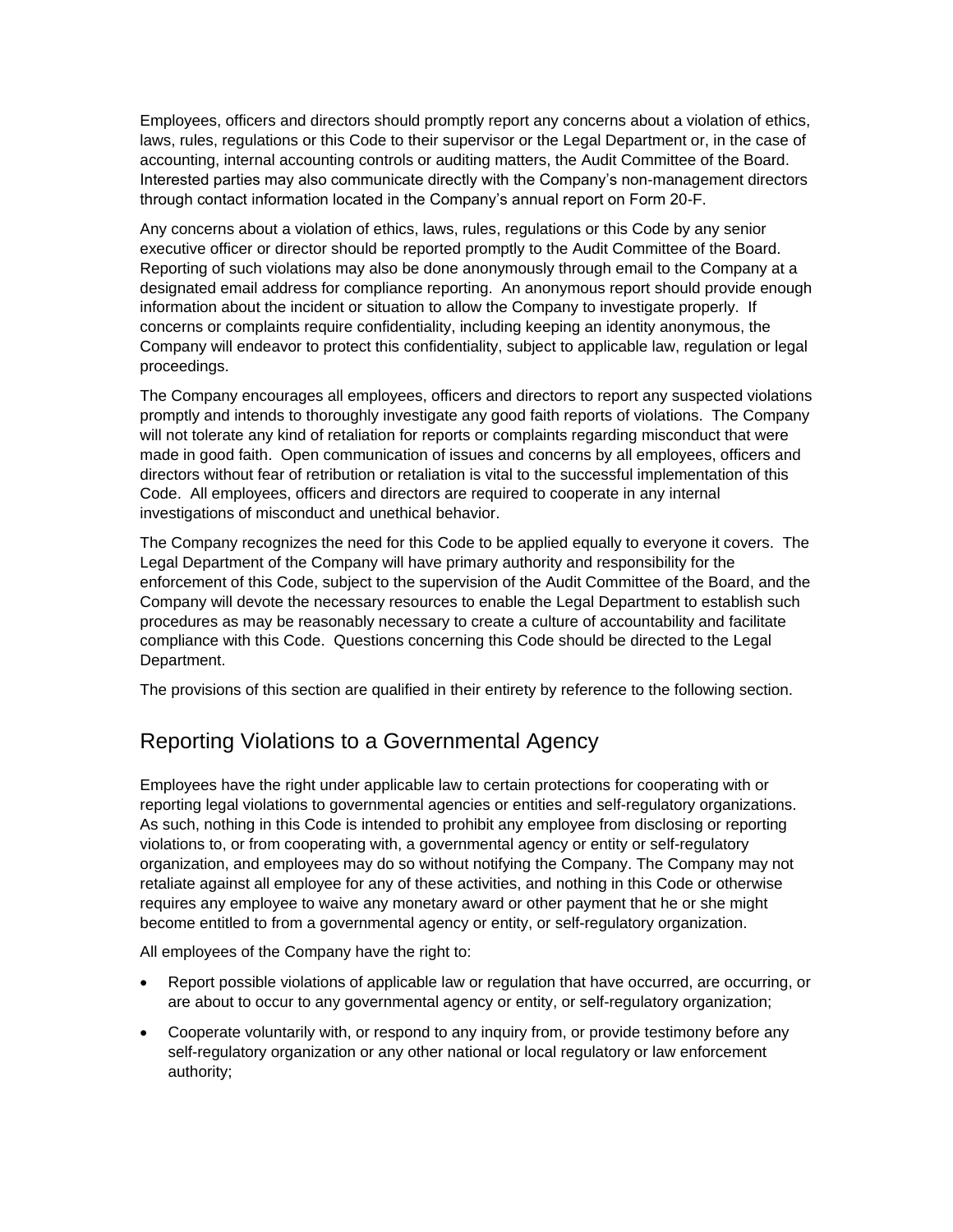Employees, officers and directors should promptly report any concerns about a violation of ethics, laws, rules, regulations or this Code to their supervisor or the Legal Department or, in the case of accounting, internal accounting controls or auditing matters, the Audit Committee of the Board. Interested parties may also communicate directly with the Company's non-management directors through contact information located in the Company's annual report on Form 20-F.

Any concerns about a violation of ethics, laws, rules, regulations or this Code by any senior executive officer or director should be reported promptly to the Audit Committee of the Board. Reporting of such violations may also be done anonymously through email to the Company at a designated email address for compliance reporting. An anonymous report should provide enough information about the incident or situation to allow the Company to investigate properly. If concerns or complaints require confidentiality, including keeping an identity anonymous, the Company will endeavor to protect this confidentiality, subject to applicable law, regulation or legal proceedings.

The Company encourages all employees, officers and directors to report any suspected violations promptly and intends to thoroughly investigate any good faith reports of violations. The Company will not tolerate any kind of retaliation for reports or complaints regarding misconduct that were made in good faith. Open communication of issues and concerns by all employees, officers and directors without fear of retribution or retaliation is vital to the successful implementation of this Code. All employees, officers and directors are required to cooperate in any internal investigations of misconduct and unethical behavior.

The Company recognizes the need for this Code to be applied equally to everyone it covers. The Legal Department of the Company will have primary authority and responsibility for the enforcement of this Code, subject to the supervision of the Audit Committee of the Board, and the Company will devote the necessary resources to enable the Legal Department to establish such procedures as may be reasonably necessary to create a culture of accountability and facilitate compliance with this Code. Questions concerning this Code should be directed to the Legal Department.

The provisions of this section are qualified in their entirety by reference to the following section.

## Reporting Violations to a Governmental Agency

Employees have the right under applicable law to certain protections for cooperating with or reporting legal violations to governmental agencies or entities and self-regulatory organizations. As such, nothing in this Code is intended to prohibit any employee from disclosing or reporting violations to, or from cooperating with, a governmental agency or entity or self-regulatory organization, and employees may do so without notifying the Company. The Company may not retaliate against all employee for any of these activities, and nothing in this Code or otherwise requires any employee to waive any monetary award or other payment that he or she might become entitled to from a governmental agency or entity, or self-regulatory organization.

All employees of the Company have the right to:

- Report possible violations of applicable law or regulation that have occurred, are occurring, or are about to occur to any governmental agency or entity, or self-regulatory organization;
- Cooperate voluntarily with, or respond to any inquiry from, or provide testimony before any self-regulatory organization or any other national or local regulatory or law enforcement authority;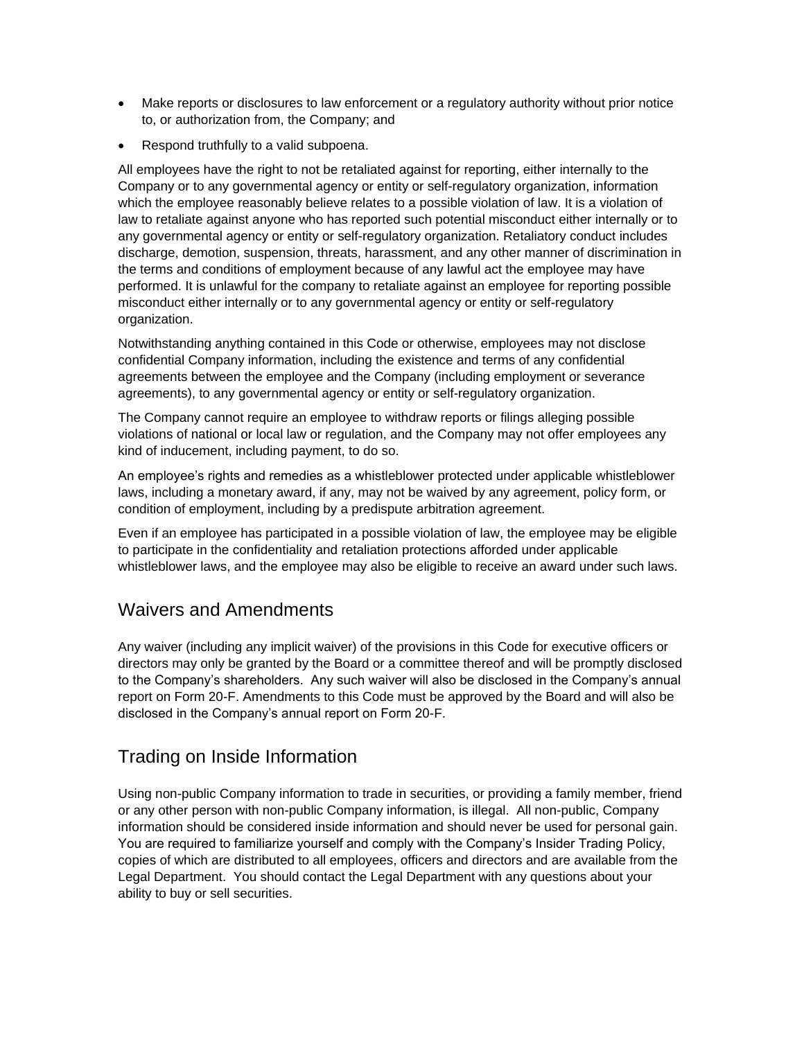- Make reports or disclosures to law enforcement or a regulatory authority without prior notice to, or authorization from, the Company; and
- Respond truthfully to a valid subpoena.

All employees have the right to not be retaliated against for reporting, either internally to the Company or to any governmental agency or entity or self-regulatory organization, information which the employee reasonably believe relates to a possible violation of law. It is a violation of law to retaliate against anyone who has reported such potential misconduct either internally or to any governmental agency or entity or self-regulatory organization. Retaliatory conduct includes discharge, demotion, suspension, threats, harassment, and any other manner of discrimination in the terms and conditions of employment because of any lawful act the employee may have performed. It is unlawful for the company to retaliate against an employee for reporting possible misconduct either internally or to any governmental agency or entity or self-regulatory organization.

Notwithstanding anything contained in this Code or otherwise, employees may not disclose confidential Company information, including the existence and terms of any confidential agreements between the employee and the Company (including employment or severance agreements), to any governmental agency or entity or self-regulatory organization.

The Company cannot require an employee to withdraw reports or filings alleging possible violations of national or local law or regulation, and the Company may not offer employees any kind of inducement, including payment, to do so.

An employee's rights and remedies as a whistleblower protected under applicable whistleblower laws, including a monetary award, if any, may not be waived by any agreement, policy form, or condition of employment, including by a predispute arbitration agreement.

Even if an employee has participated in a possible violation of law, the employee may be eligible to participate in the confidentiality and retaliation protections afforded under applicable whistleblower laws, and the employee may also be eligible to receive an award under such laws.

## Waivers and Amendments

Any waiver (including any implicit waiver) of the provisions in this Code for executive officers or directors may only be granted by the Board or a committee thereof and will be promptly disclosed to the Company's shareholders. Any such waiver will also be disclosed in the Company's annual report on Form 20-F. Amendments to this Code must be approved by the Board and will also be disclosed in the Company's annual report on Form 20-F.

## Trading on Inside Information

Using non-public Company information to trade in securities, or providing a family member, friend or any other person with non-public Company information, is illegal. All non-public, Company information should be considered inside information and should never be used for personal gain. You are required to familiarize yourself and comply with the Company's Insider Trading Policy, copies of which are distributed to all employees, officers and directors and are available from the Legal Department. You should contact the Legal Department with any questions about your ability to buy or sell securities.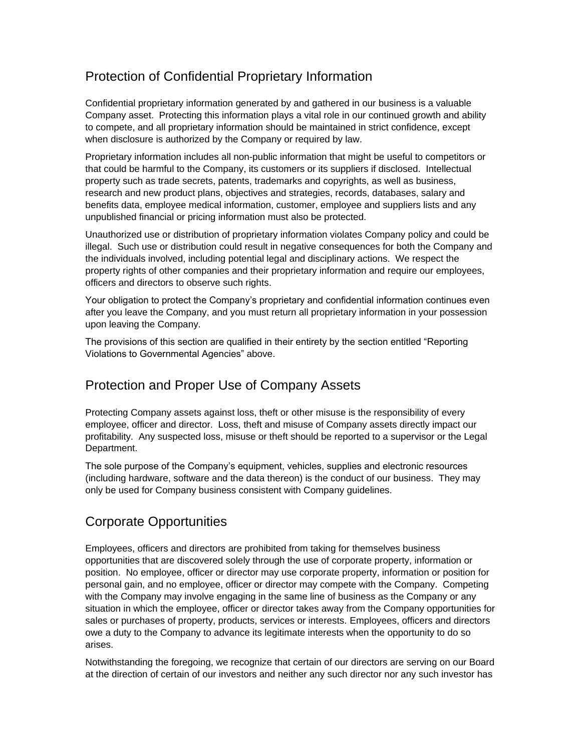## Protection of Confidential Proprietary Information

Confidential proprietary information generated by and gathered in our business is a valuable Company asset. Protecting this information plays a vital role in our continued growth and ability to compete, and all proprietary information should be maintained in strict confidence, except when disclosure is authorized by the Company or required by law.

Proprietary information includes all non-public information that might be useful to competitors or that could be harmful to the Company, its customers or its suppliers if disclosed. Intellectual property such as trade secrets, patents, trademarks and copyrights, as well as business, research and new product plans, objectives and strategies, records, databases, salary and benefits data, employee medical information, customer, employee and suppliers lists and any unpublished financial or pricing information must also be protected.

Unauthorized use or distribution of proprietary information violates Company policy and could be illegal. Such use or distribution could result in negative consequences for both the Company and the individuals involved, including potential legal and disciplinary actions. We respect the property rights of other companies and their proprietary information and require our employees, officers and directors to observe such rights.

Your obligation to protect the Company's proprietary and confidential information continues even after you leave the Company, and you must return all proprietary information in your possession upon leaving the Company.

The provisions of this section are qualified in their entirety by the section entitled "Reporting Violations to Governmental Agencies" above.

## Protection and Proper Use of Company Assets

Protecting Company assets against loss, theft or other misuse is the responsibility of every employee, officer and director. Loss, theft and misuse of Company assets directly impact our profitability. Any suspected loss, misuse or theft should be reported to a supervisor or the Legal Department.

The sole purpose of the Company's equipment, vehicles, supplies and electronic resources (including hardware, software and the data thereon) is the conduct of our business. They may only be used for Company business consistent with Company guidelines.

## Corporate Opportunities

Employees, officers and directors are prohibited from taking for themselves business opportunities that are discovered solely through the use of corporate property, information or position. No employee, officer or director may use corporate property, information or position for personal gain, and no employee, officer or director may compete with the Company. Competing with the Company may involve engaging in the same line of business as the Company or any situation in which the employee, officer or director takes away from the Company opportunities for sales or purchases of property, products, services or interests. Employees, officers and directors owe a duty to the Company to advance its legitimate interests when the opportunity to do so arises.

Notwithstanding the foregoing, we recognize that certain of our directors are serving on our Board at the direction of certain of our investors and neither any such director nor any such investor has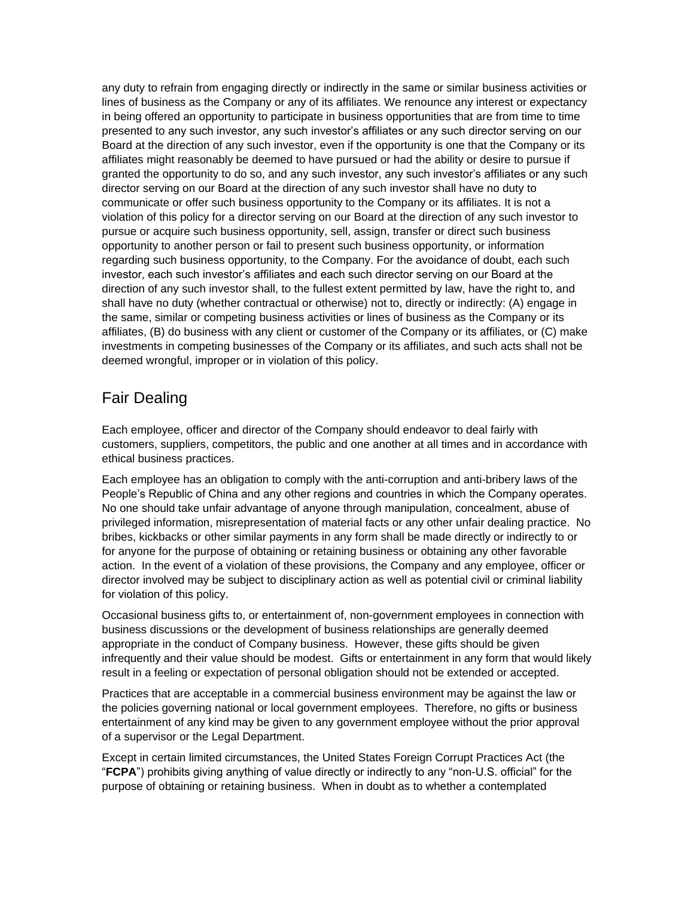any duty to refrain from engaging directly or indirectly in the same or similar business activities or lines of business as the Company or any of its affiliates. We renounce any interest or expectancy in being offered an opportunity to participate in business opportunities that are from time to time presented to any such investor, any such investor's affiliates or any such director serving on our Board at the direction of any such investor, even if the opportunity is one that the Company or its affiliates might reasonably be deemed to have pursued or had the ability or desire to pursue if granted the opportunity to do so, and any such investor, any such investor's affiliates or any such director serving on our Board at the direction of any such investor shall have no duty to communicate or offer such business opportunity to the Company or its affiliates. It is not a violation of this policy for a director serving on our Board at the direction of any such investor to pursue or acquire such business opportunity, sell, assign, transfer or direct such business opportunity to another person or fail to present such business opportunity, or information regarding such business opportunity, to the Company. For the avoidance of doubt, each such investor, each such investor's affiliates and each such director serving on our Board at the direction of any such investor shall, to the fullest extent permitted by law, have the right to, and shall have no duty (whether contractual or otherwise) not to, directly or indirectly: (A) engage in the same, similar or competing business activities or lines of business as the Company or its affiliates, (B) do business with any client or customer of the Company or its affiliates, or (C) make investments in competing businesses of the Company or its affiliates, and such acts shall not be deemed wrongful, improper or in violation of this policy.

## Fair Dealing

Each employee, officer and director of the Company should endeavor to deal fairly with customers, suppliers, competitors, the public and one another at all times and in accordance with ethical business practices.

Each employee has an obligation to comply with the anti-corruption and anti-bribery laws of the People's Republic of China and any other regions and countries in which the Company operates. No one should take unfair advantage of anyone through manipulation, concealment, abuse of privileged information, misrepresentation of material facts or any other unfair dealing practice. No bribes, kickbacks or other similar payments in any form shall be made directly or indirectly to or for anyone for the purpose of obtaining or retaining business or obtaining any other favorable action. In the event of a violation of these provisions, the Company and any employee, officer or director involved may be subject to disciplinary action as well as potential civil or criminal liability for violation of this policy.

Occasional business gifts to, or entertainment of, non-government employees in connection with business discussions or the development of business relationships are generally deemed appropriate in the conduct of Company business. However, these gifts should be given infrequently and their value should be modest. Gifts or entertainment in any form that would likely result in a feeling or expectation of personal obligation should not be extended or accepted.

Practices that are acceptable in a commercial business environment may be against the law or the policies governing national or local government employees. Therefore, no gifts or business entertainment of any kind may be given to any government employee without the prior approval of a supervisor or the Legal Department.

Except in certain limited circumstances, the United States Foreign Corrupt Practices Act (the "**FCPA**") prohibits giving anything of value directly or indirectly to any "non-U.S. official" for the purpose of obtaining or retaining business. When in doubt as to whether a contemplated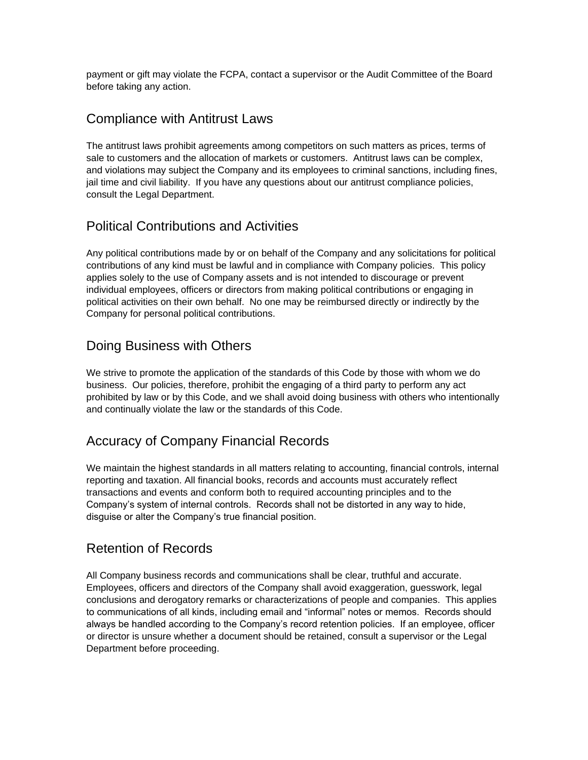payment or gift may violate the FCPA, contact a supervisor or the Audit Committee of the Board before taking any action.

## Compliance with Antitrust Laws

The antitrust laws prohibit agreements among competitors on such matters as prices, terms of sale to customers and the allocation of markets or customers. Antitrust laws can be complex, and violations may subject the Company and its employees to criminal sanctions, including fines, jail time and civil liability. If you have any questions about our antitrust compliance policies, consult the Legal Department.

## Political Contributions and Activities

Any political contributions made by or on behalf of the Company and any solicitations for political contributions of any kind must be lawful and in compliance with Company policies. This policy applies solely to the use of Company assets and is not intended to discourage or prevent individual employees, officers or directors from making political contributions or engaging in political activities on their own behalf. No one may be reimbursed directly or indirectly by the Company for personal political contributions.

## Doing Business with Others

We strive to promote the application of the standards of this Code by those with whom we do business. Our policies, therefore, prohibit the engaging of a third party to perform any act prohibited by law or by this Code, and we shall avoid doing business with others who intentionally and continually violate the law or the standards of this Code.

## Accuracy of Company Financial Records

We maintain the highest standards in all matters relating to accounting, financial controls, internal reporting and taxation. All financial books, records and accounts must accurately reflect transactions and events and conform both to required accounting principles and to the Company's system of internal controls. Records shall not be distorted in any way to hide, disguise or alter the Company's true financial position.

## Retention of Records

All Company business records and communications shall be clear, truthful and accurate. Employees, officers and directors of the Company shall avoid exaggeration, guesswork, legal conclusions and derogatory remarks or characterizations of people and companies. This applies to communications of all kinds, including email and "informal" notes or memos. Records should always be handled according to the Company's record retention policies. If an employee, officer or director is unsure whether a document should be retained, consult a supervisor or the Legal Department before proceeding.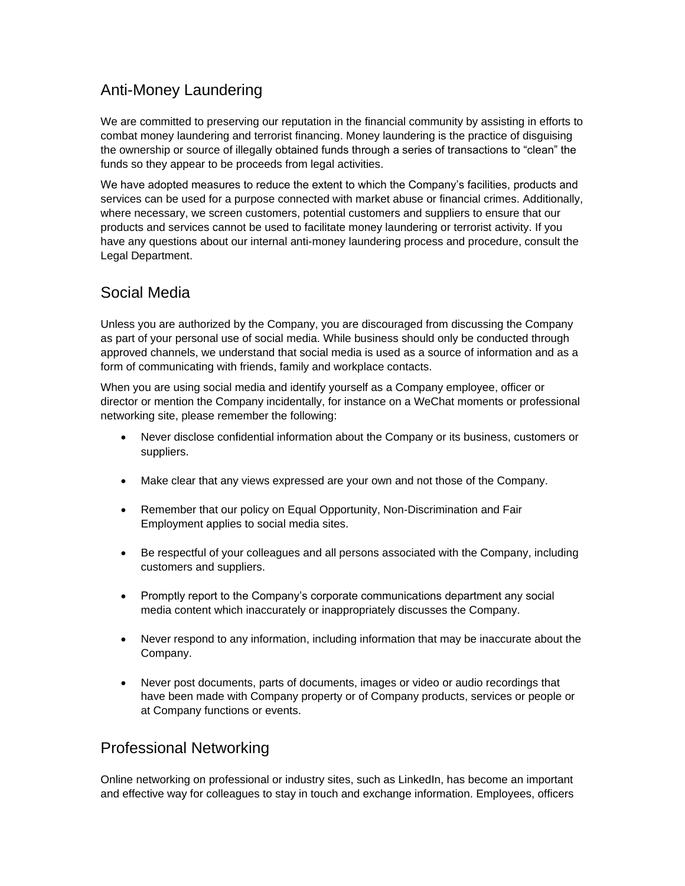## Anti-Money Laundering

We are committed to preserving our reputation in the financial community by assisting in efforts to combat money laundering and terrorist financing. Money laundering is the practice of disguising the ownership or source of illegally obtained funds through a series of transactions to “clean” the funds so they appear to be proceeds from legal activities.

We have adopted measures to reduce the extent to which the Company’s facilities, products and services can be used for a purpose connected with market abuse or financial crimes. Additionally, where necessary, we screen customers, potential customers and suppliers to ensure that our products and services cannot be used to facilitate money laundering or terrorist activity. If you have any questions about our internal anti-money laundering process and procedure, consult the Legal Department.

## Social Media

Unless you are authorized by the Company, you are discouraged from discussing the Company as part of your personal use of social media. While business should only be conducted through approved channels, we understand that social media is used as a source of information and as a form of communicating with friends, family and workplace contacts.

When you are using social media and identify yourself as a Company employee, officer or director or mention the Company incidentally, for instance on a WeChat moments or professional networking site, please remember the following:

- Never disclose confidential information about the Company or its business, customers or suppliers.
- Make clear that any views expressed are your own and not those of the Company.
- Remember that our policy on Equal Opportunity, Non-Discrimination and Fair Employment applies to social media sites.
- Be respectful of your colleagues and all persons associated with the Company, including customers and suppliers.
- Promptly report to the Company’s corporate communications department any social media content which inaccurately or inappropriately discusses the Company.
- Never respond to any information, including information that may be inaccurate about the Company.
- Never post documents, parts of documents, images or video or audio recordings that have been made with Company property or of Company products, services or people or at Company functions or events.

## Professional Networking

Online networking on professional or industry sites, such as LinkedIn, has become an important and effective way for colleagues to stay in touch and exchange information. Employees, officers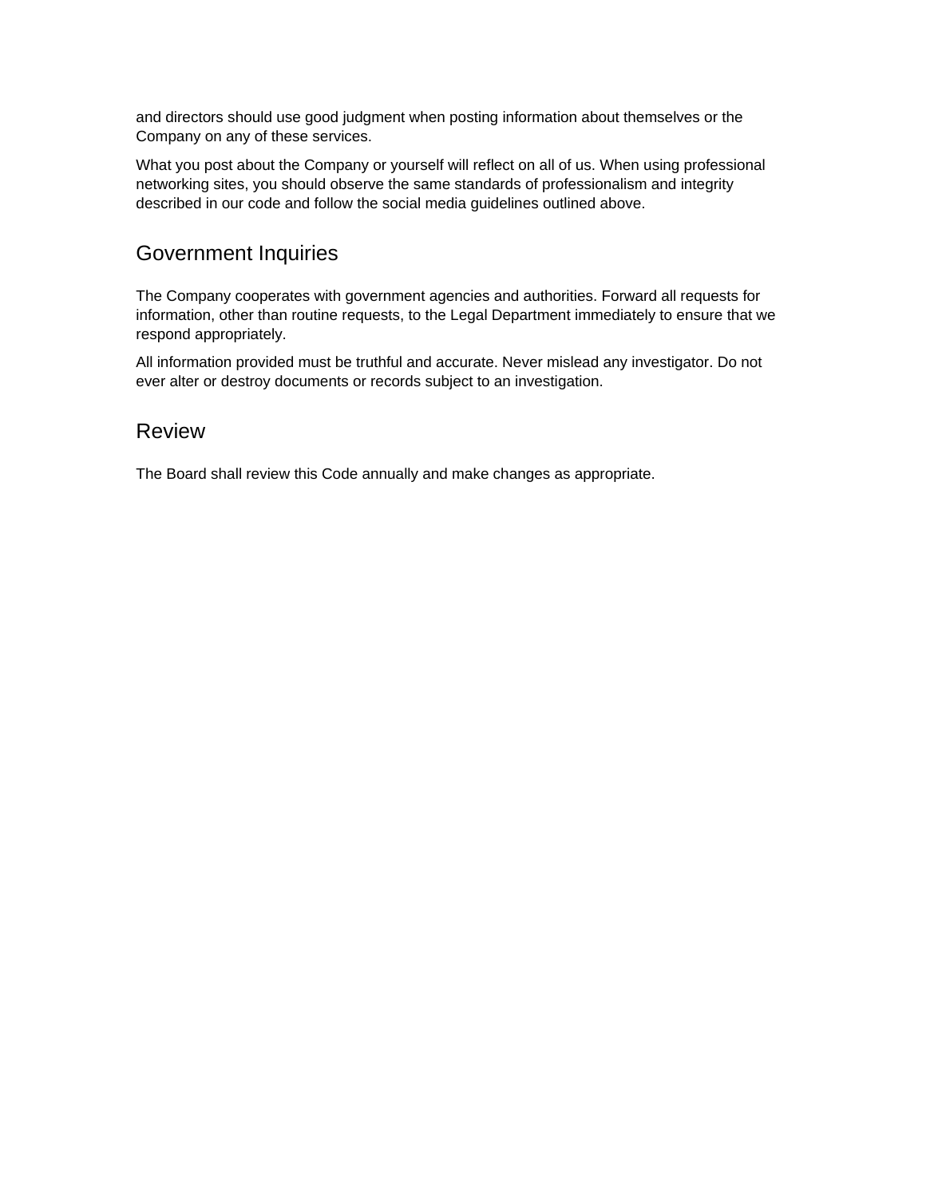and directors should use good judgment when posting information about themselves or the Company on any of these services.

What you post about the Company or yourself will reflect on all of us. When using professional networking sites, you should observe the same standards of professionalism and integrity described in our code and follow the social media guidelines outlined above.

## Government Inquiries

The Company cooperates with government agencies and authorities. Forward all requests for information, other than routine requests, to the Legal Department immediately to ensure that we respond appropriately.

All information provided must be truthful and accurate. Never mislead any investigator. Do not ever alter or destroy documents or records subject to an investigation.

## Review

The Board shall review this Code annually and make changes as appropriate.